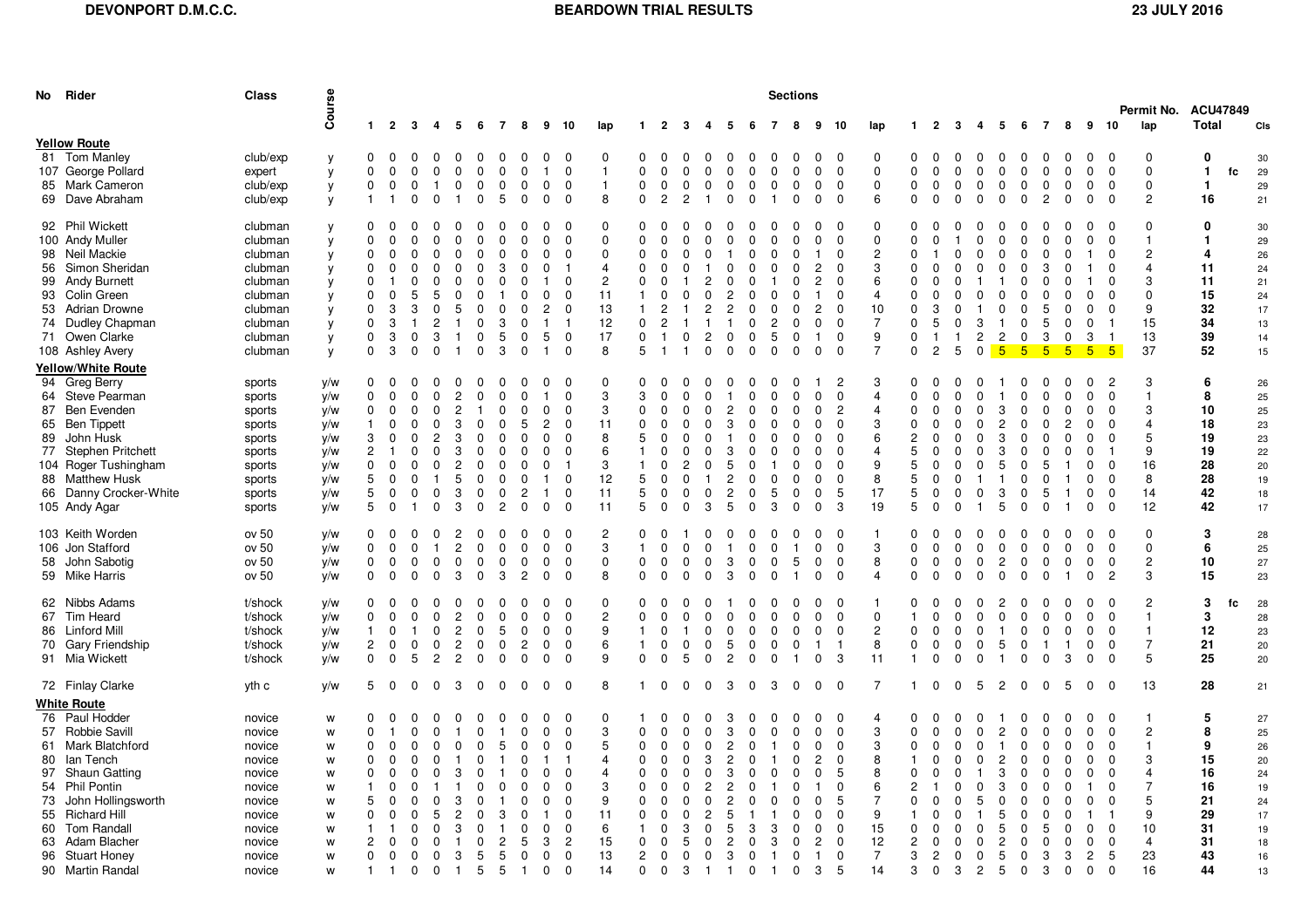**DEVONPORT D.M.C.C.** **BEARDOWN TRIAL RESULTS** **23 JULY 2016**

Permit No. ACU47849

| No | Rider | Class | Course | 1 | 2 | 3 | 4 | 5 | 6 | 7 | 8 | 9 | 10 | lap | 1 | 2 | 3 | 4 | 5 | 6 | 7 | 8 | 9 | 10 | lap | 1 | 2 | 3 | 4 | 5 | 6 | 7 | 8 | 9 | 10 | lap | Total | | Cls |
|---|---|---|---|---|---|---|---|---|---|---|---|---|---|---|---|---|---|---|---|---|---|---|---|---|---|---|---|---|---|---|---|---|---|---|---|---|---|---|---|
| **Yellow Route** | | | | | | | | | | | | | | | | | | | | | | | | | | | | | | | | | | | | | | | |
| 81 | Tom Manley | club/exp | y | 0 | 0 | 0 | 0 | 0 | 0 | 0 | 0 | 0 | 0 | 0 | 0 | 0 | 0 | 0 | 0 | 0 | 0 | 0 | 0 | 0 | 0 | 0 | 0 | 0 | 0 | 0 | 0 | 0 | 0 | 0 | 0 | 0 | **0** | | 30 |
| 107 | George Pollard | expert | y | 0 | 0 | 0 | 0 | 0 | 0 | 0 | 0 | 1 | 0 | 1 | 0 | 0 | 0 | 0 | 0 | 0 | 0 | 0 | 0 | 0 | 0 | 0 | 0 | 0 | 0 | 0 | 0 | 0 | 0 | 0 | 0 | 0 | **1** | fc | 29 |
| 85 | Mark Cameron | club/exp | y | 0 | 0 | 0 | 1 | 0 | 0 | 0 | 0 | 0 | 0 | 1 | 0 | 0 | 0 | 0 | 0 | 0 | 0 | 0 | 0 | 0 | 0 | 0 | 0 | 0 | 0 | 0 | 0 | 0 | 0 | 0 | 0 | 0 | **1** | | 29 |
| 69 | Dave Abraham | club/exp | y | 1 | 1 | 0 | 0 | 1 | 0 | 5 | 0 | 0 | 0 | 8 | 0 | 2 | 2 | 1 | 0 | 0 | 1 | 0 | 0 | 0 | 6 | 0 | 0 | 0 | 0 | 0 | 0 | 2 | 0 | 0 | 0 | 2 | **16** | | 21 |
| 92 | Phil Wickett | clubman | y | 0 | 0 | 0 | 0 | 0 | 0 | 0 | 0 | 0 | 0 | 0 | 0 | 0 | 0 | 0 | 0 | 0 | 0 | 0 | 0 | 0 | 0 | 0 | 0 | 0 | 0 | 0 | 0 | 0 | 0 | 0 | 0 | 0 | **0** | | 30 |
| 100 | Andy Muller | clubman | y | 0 | 0 | 0 | 0 | 0 | 0 | 0 | 0 | 0 | 0 | 0 | 0 | 0 | 0 | 0 | 0 | 0 | 0 | 0 | 0 | 0 | 0 | 0 | 0 | 1 | 0 | 0 | 0 | 0 | 0 | 0 | 0 | 1 | **1** | | 29 |
| 98 | Neil Mackie | clubman | y | 0 | 0 | 0 | 0 | 0 | 0 | 0 | 0 | 0 | 0 | 0 | 0 | 0 | 0 | 0 | 0 | 0 | 0 | 0 | 1 | 0 | 2 | 0 | 1 | 0 | 0 | 0 | 0 | 0 | 0 | 1 | 0 | 2 | **4** | | 26 |
| 56 | Simon Sheridan | clubman | y | 0 | 0 | 0 | 0 | 0 | 0 | 3 | 0 | 0 | 1 | 4 | 0 | 0 | 0 | 1 | 0 | 0 | 0 | 0 | 2 | 0 | 3 | 0 | 0 | 0 | 0 | 0 | 0 | 3 | 0 | 1 | 0 | 4 | **11** | | 24 |
| 99 | Andy Burnett | clubman | y | 0 | 1 | 0 | 0 | 0 | 0 | 0 | 0 | 1 | 0 | 2 | 0 | 0 | 1 | 2 | 0 | 0 | 1 | 0 | 2 | 0 | 6 | 0 | 0 | 0 | 1 | 1 | 0 | 0 | 0 | 1 | 0 | 3 | **11** | | 21 |
| 93 | Colin Green | clubman | y | 0 | 0 | 5 | 5 | 0 | 0 | 1 | 0 | 0 | 0 | 11 | 1 | 0 | 0 | 0 | 2 | 0 | 0 | 0 | 1 | 0 | 4 | 0 | 0 | 0 | 0 | 0 | 0 | 0 | 0 | 0 | 0 | 0 | **15** | | 24 |
| 53 | Adrian Drowne | clubman | y | 0 | 3 | 3 | 0 | 5 | 0 | 0 | 0 | 2 | 0 | 13 | 1 | 2 | 1 | 2 | 2 | 0 | 0 | 0 | 2 | 0 | 10 | 0 | 3 | 0 | 1 | 0 | 0 | 5 | 0 | 0 | 0 | 9 | **32** | | 17 |
| 74 | Dudley Chapman | clubman | y | 0 | 3 | 1 | 2 | 1 | 0 | 3 | 0 | 1 | 1 | 12 | 0 | 2 | 1 | 1 | 1 | 0 | 2 | 0 | 0 | 0 | 7 | 0 | 5 | 0 | 3 | 1 | 0 | 5 | 0 | 0 | 1 | 15 | **34** | | 13 |
| 71 | Owen Clarke | clubman | y | 0 | 3 | 0 | 3 | 1 | 0 | 5 | 0 | 5 | 0 | 17 | 0 | 1 | 0 | 2 | 0 | 0 | 5 | 0 | 1 | 0 | 9 | 0 | 1 | 1 | 2 | 2 | 0 | 3 | 0 | 3 | 1 | 13 | **39** | | 14 |
| 108 | Ashley Avery | clubman | y | 0 | 3 | 0 | 0 | 1 | 0 | 3 | 0 | 1 | 0 | 8 | 5 | 1 | 1 | 0 | 0 | 0 | 0 | 0 | 0 | 0 | 7 | 0 | 2 | 5 | 0 | 5 | 5 | 5 | 5 | 5 | 5 | 37 | **52** | | 15 |
| **Yellow/White Route** | | | | | | | | | | | | | | | | | | | | | | | | | | | | | | | | | | | | | | | |
| 94 | Greg Berry | sports | y/w | 0 | 0 | 0 | 0 | 0 | 0 | 0 | 0 | 0 | 0 | 0 | 0 | 0 | 0 | 0 | 0 | 0 | 0 | 0 | 1 | 2 | 3 | 0 | 0 | 0 | 0 | 1 | 0 | 0 | 0 | 0 | 2 | 3 | **6** | | 26 |
| 64 | Steve Pearman | sports | y/w | 0 | 0 | 0 | 0 | 2 | 0 | 0 | 0 | 1 | 0 | 3 | 3 | 0 | 0 | 0 | 1 | 0 | 0 | 0 | 0 | 0 | 4 | 0 | 0 | 0 | 0 | 1 | 0 | 0 | 0 | 0 | 0 | 1 | **8** | | 25 |
| 87 | Ben Evenden | sports | y/w | 0 | 0 | 0 | 0 | 2 | 1 | 0 | 0 | 0 | 0 | 3 | 0 | 0 | 0 | 0 | 2 | 0 | 0 | 0 | 0 | 2 | 4 | 0 | 0 | 0 | 0 | 3 | 0 | 0 | 0 | 0 | 0 | 3 | **10** | | 25 |
| 65 | Ben Tippett | sports | y/w | 1 | 0 | 0 | 0 | 3 | 0 | 0 | 5 | 2 | 0 | 11 | 0 | 0 | 0 | 0 | 3 | 0 | 0 | 0 | 0 | 0 | 3 | 0 | 0 | 0 | 0 | 2 | 0 | 0 | 2 | 0 | 0 | 4 | **18** | | 23 |
| 89 | John Husk | sports | y/w | 3 | 0 | 0 | 2 | 3 | 0 | 0 | 0 | 0 | 0 | 8 | 5 | 0 | 0 | 0 | 1 | 0 | 0 | 0 | 0 | 0 | 6 | 2 | 0 | 0 | 0 | 3 | 0 | 0 | 0 | 0 | 0 | 5 | **19** | | 23 |
| 77 | Stephen Pritchett | sports | y/w | 2 | 1 | 0 | 0 | 3 | 0 | 0 | 0 | 0 | 0 | 6 | 1 | 0 | 0 | 0 | 3 | 0 | 0 | 0 | 0 | 0 | 4 | 5 | 0 | 0 | 0 | 3 | 0 | 0 | 0 | 0 | 1 | 9 | **19** | | 22 |
| 104 | Roger Tushingham | sports | y/w | 0 | 0 | 0 | 0 | 2 | 0 | 0 | 0 | 0 | 1 | 3 | 1 | 0 | 2 | 0 | 5 | 0 | 1 | 0 | 0 | 0 | 9 | 5 | 0 | 0 | 0 | 5 | 0 | 5 | 1 | 0 | 0 | 16 | **28** | | 20 |
| 88 | Matthew Husk | sports | y/w | 5 | 0 | 0 | 1 | 5 | 0 | 0 | 0 | 1 | 0 | 12 | 5 | 0 | 0 | 1 | 2 | 0 | 0 | 0 | 0 | 0 | 8 | 5 | 0 | 0 | 1 | 1 | 0 | 0 | 1 | 0 | 0 | 8 | **28** | | 19 |
| 66 | Danny Crocker-White | sports | y/w | 5 | 0 | 0 | 0 | 3 | 0 | 0 | 2 | 1 | 0 | 11 | 5 | 0 | 0 | 0 | 2 | 0 | 5 | 0 | 0 | 5 | 17 | 5 | 0 | 0 | 0 | 3 | 0 | 5 | 1 | 0 | 0 | 14 | **42** | | 18 |
| 105 | Andy Agar | sports | y/w | 5 | 0 | 1 | 0 | 3 | 0 | 2 | 0 | 0 | 0 | 11 | 5 | 0 | 0 | 3 | 5 | 0 | 3 | 0 | 0 | 3 | 19 | 5 | 0 | 0 | 1 | 5 | 0 | 0 | 1 | 0 | 0 | 12 | **42** | | 17 |
| 103 | Keith Worden | ov 50 | y/w | 0 | 0 | 0 | 0 | 2 | 0 | 0 | 0 | 0 | 0 | 2 | 0 | 0 | 1 | 0 | 0 | 0 | 0 | 0 | 0 | 0 | 1 | 0 | 0 | 0 | 0 | 0 | 0 | 0 | 0 | 0 | 0 | 0 | **3** | | 28 |
| 106 | Jon Stafford | ov 50 | y/w | 0 | 0 | 0 | 1 | 2 | 0 | 0 | 0 | 0 | 0 | 3 | 1 | 0 | 0 | 0 | 1 | 0 | 0 | 1 | 0 | 0 | 3 | 0 | 0 | 0 | 0 | 0 | 0 | 0 | 0 | 0 | 0 | 0 | **6** | | 25 |
| 58 | John Sabotig | ov 50 | y/w | 0 | 0 | 0 | 0 | 0 | 0 | 0 | 0 | 0 | 0 | 0 | 0 | 0 | 0 | 0 | 3 | 0 | 0 | 5 | 0 | 0 | 8 | 0 | 0 | 0 | 0 | 2 | 0 | 0 | 0 | 0 | 0 | 2 | **10** | | 27 |
| 59 | Mike Harris | ov 50 | y/w | 0 | 0 | 0 | 0 | 3 | 0 | 3 | 2 | 0 | 0 | 8 | 0 | 0 | 0 | 0 | 3 | 0 | 0 | 1 | 0 | 0 | 4 | 0 | 0 | 0 | 0 | 0 | 0 | 0 | 1 | 0 | 2 | 3 | **15** | | 23 |
| 62 | Nibbs Adams | t/shock | y/w | 0 | 0 | 0 | 0 | 0 | 0 | 0 | 0 | 0 | 0 | 0 | 0 | 0 | 0 | 0 | 1 | 0 | 0 | 0 | 0 | 0 | 1 | 0 | 0 | 0 | 0 | 2 | 0 | 0 | 0 | 0 | 0 | 2 | **3** | fc | 28 |
| 67 | Tim Heard | t/shock | y/w | 0 | 0 | 0 | 0 | 2 | 0 | 0 | 0 | 0 | 0 | 2 | 0 | 0 | 0 | 0 | 0 | 0 | 0 | 0 | 0 | 0 | 0 | 1 | 0 | 0 | 0 | 0 | 0 | 0 | 0 | 0 | 0 | 1 | **3** | | 28 |
| 86 | Linford Mill | t/shock | y/w | 1 | 0 | 1 | 0 | 2 | 0 | 5 | 0 | 0 | 0 | 9 | 1 | 0 | 1 | 0 | 0 | 0 | 0 | 0 | 0 | 0 | 2 | 0 | 0 | 0 | 0 | 1 | 0 | 0 | 0 | 0 | 0 | 1 | **12** | | 23 |
| 70 | Gary Friendship | t/shock | y/w | 2 | 0 | 0 | 0 | 2 | 0 | 0 | 2 | 0 | 0 | 6 | 1 | 0 | 0 | 0 | 5 | 0 | 0 | 0 | 1 | 1 | 8 | 0 | 0 | 0 | 0 | 5 | 0 | 1 | 1 | 0 | 0 | 7 | **21** | | 20 |
| 91 | Mia Wickett | t/shock | y/w | 0 | 0 | 5 | 2 | 2 | 0 | 0 | 0 | 0 | 0 | 9 | 0 | 0 | 5 | 0 | 2 | 0 | 0 | 1 | 0 | 3 | 11 | 1 | 0 | 0 | 0 | 1 | 0 | 0 | 3 | 0 | 0 | 5 | **25** | | 20 |
| 72 | Finlay Clarke | yth c | y/w | 5 | 0 | 0 | 0 | 3 | 0 | 0 | 0 | 0 | 0 | 8 | 1 | 0 | 0 | 0 | 3 | 0 | 3 | 0 | 0 | 0 | 7 | 1 | 0 | 0 | 5 | 2 | 0 | 0 | 5 | 0 | 0 | 13 | **28** | | 21 |
| **White Route** | | | | | | | | | | | | | | | | | | | | | | | | | | | | | | | | | | | | | | | |
| 76 | Paul Hodder | novice | w | 0 | 0 | 0 | 0 | 0 | 0 | 0 | 0 | 0 | 0 | 0 | 1 | 0 | 0 | 0 | 3 | 0 | 0 | 0 | 0 | 0 | 4 | 0 | 0 | 0 | 0 | 1 | 0 | 0 | 0 | 0 | 0 | 1 | **5** | | 27 |
| 57 | Robbie Savill | novice | w | 0 | 1 | 0 | 0 | 1 | 0 | 1 | 0 | 0 | 0 | 3 | 0 | 0 | 0 | 0 | 3 | 0 | 0 | 0 | 0 | 0 | 3 | 0 | 0 | 0 | 0 | 2 | 0 | 0 | 0 | 0 | 0 | 2 | **8** | | 25 |
| 61 | Mark Blatchford | novice | w | 0 | 0 | 0 | 0 | 0 | 0 | 5 | 0 | 0 | 0 | 5 | 0 | 0 | 0 | 0 | 2 | 0 | 1 | 0 | 0 | 0 | 3 | 0 | 0 | 0 | 0 | 1 | 0 | 0 | 0 | 0 | 0 | 1 | **9** | | 26 |
| 80 | Ian Tench | novice | w | 0 | 0 | 0 | 0 | 1 | 0 | 1 | 0 | 1 | 1 | 4 | 0 | 0 | 0 | 3 | 2 | 0 | 1 | 0 | 2 | 0 | 8 | 1 | 0 | 0 | 0 | 2 | 0 | 0 | 0 | 0 | 0 | 3 | **15** | | 20 |
| 97 | Shaun Gatting | novice | w | 0 | 0 | 0 | 0 | 3 | 0 | 1 | 0 | 0 | 0 | 4 | 0 | 0 | 0 | 0 | 3 | 0 | 0 | 0 | 0 | 5 | 8 | 0 | 0 | 0 | 1 | 3 | 0 | 0 | 0 | 0 | 0 | 4 | **16** | | 24 |
| 54 | Phil Pontin | novice | w | 1 | 0 | 0 | 1 | 1 | 0 | 0 | 0 | 0 | 0 | 3 | 0 | 0 | 0 | 2 | 2 | 0 | 1 | 0 | 1 | 0 | 6 | 2 | 1 | 0 | 0 | 3 | 0 | 0 | 0 | 1 | 0 | 7 | **16** | | 19 |
| 73 | John Hollingsworth | novice | w | 5 | 0 | 0 | 0 | 3 | 0 | 1 | 0 | 0 | 0 | 9 | 0 | 0 | 0 | 0 | 2 | 0 | 0 | 0 | 0 | 5 | 7 | 0 | 0 | 0 | 5 | 0 | 0 | 0 | 0 | 0 | 0 | 5 | **21** | | 24 |
| 55 | Richard Hill | novice | w | 0 | 0 | 0 | 5 | 2 | 0 | 3 | 0 | 1 | 0 | 11 | 0 | 0 | 0 | 2 | 5 | 1 | 1 | 0 | 0 | 0 | 9 | 1 | 0 | 0 | 1 | 5 | 0 | 0 | 0 | 1 | 1 | 9 | **29** | | 17 |
| 60 | Tom Randall | novice | w | 1 | 1 | 0 | 0 | 3 | 0 | 1 | 0 | 0 | 0 | 6 | 1 | 0 | 3 | 0 | 5 | 3 | 3 | 0 | 0 | 0 | 15 | 0 | 0 | 0 | 0 | 5 | 0 | 5 | 0 | 0 | 0 | 10 | **31** | | 19 |
| 63 | Adam Blacher | novice | w | 2 | 0 | 0 | 0 | 1 | 0 | 2 | 5 | 3 | 2 | 15 | 0 | 0 | 5 | 0 | 2 | 0 | 3 | 0 | 2 | 0 | 12 | 2 | 0 | 0 | 0 | 2 | 0 | 0 | 0 | 0 | 0 | 4 | **31** | | 18 |
| 96 | Stuart Honey | novice | w | 0 | 0 | 0 | 0 | 3 | 5 | 5 | 0 | 0 | 0 | 13 | 2 | 0 | 0 | 0 | 3 | 0 | 1 | 0 | 1 | 0 | 7 | 3 | 2 | 0 | 0 | 5 | 0 | 3 | 3 | 2 | 5 | 23 | **43** | | 16 |
| 90 | Martin Randal | novice | w | 1 | 1 | 0 | 0 | 1 | 5 | 5 | 1 | 0 | 0 | 14 | 0 | 0 | 3 | 1 | 1 | 0 | 1 | 0 | 3 | 5 | 14 | 3 | 0 | 3 | 2 | 5 | 0 | 3 | 0 | 0 | 0 | 16 | **44** | | 13 |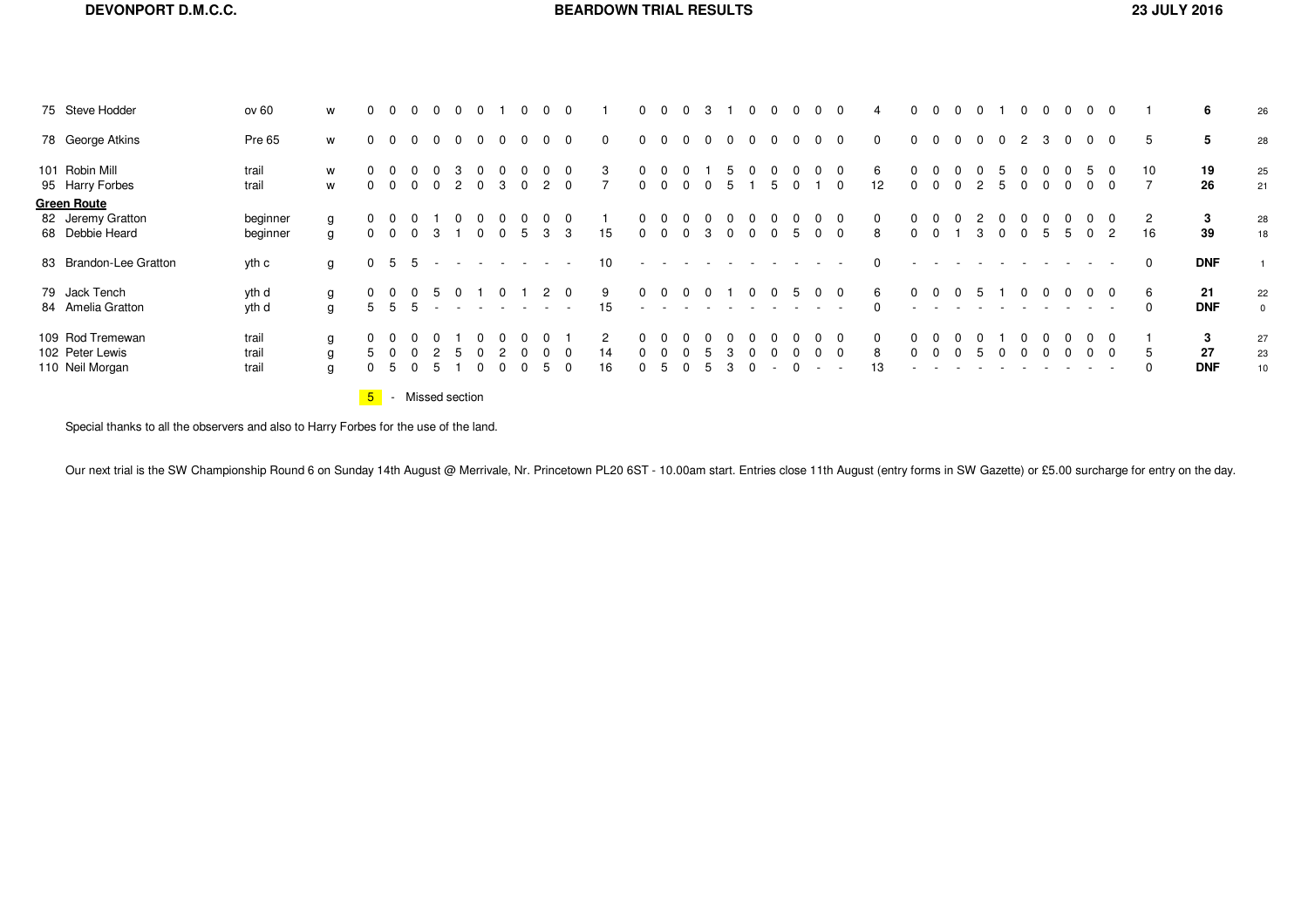| | | | | | | | | | | | | | | | | | | | | | | | | | | | | | | | | | | | | | | |
|---|---|---|---|---|---|---|---|---|---|---|---|---|---|---|---|---|---|---|---|---|---|---|---|---|---|---|---|---|---|---|---|---|---|---|---|---|---|---|
| 75 | Steve Hodder | ov 60 | w | 0 | 0 | 0 | 0 | 0 | 0 | 1 | 0 | 0 | 0 | 1 | 0 | 0 | 0 | 3 | 1 | 0 | 0 | 0 | 0 | 0 | 4 | 0 | 0 | 0 | 0 | 1 | 0 | 0 | 0 | 0 | 0 | 1 | **6** | 26 |
| 78 | George Atkins | Pre 65 | w | 0 | 0 | 0 | 0 | 0 | 0 | 0 | 0 | 0 | 0 | 0 | 0 | 0 | 0 | 0 | 0 | 0 | 0 | 0 | 0 | 0 | 0 | 0 | 0 | 0 | 0 | 0 | 2 | 3 | 0 | 0 | 0 | 5 | **5** | 28 |
| 101 | Robin Mill | trail | w | 0 | 0 | 0 | 0 | 3 | 0 | 0 | 0 | 0 | 0 | 3 | 0 | 0 | 0 | 1 | 5 | 0 | 0 | 0 | 0 | 0 | 6 | 0 | 0 | 0 | 0 | 5 | 0 | 0 | 0 | 5 | 0 | 10 | **19** | 25 |
| 95 | Harry Forbes | trail | w | 0 | 0 | 0 | 0 | 2 | 0 | 3 | 0 | 2 | 0 | 7 | 0 | 0 | 0 | 0 | 5 | 1 | 5 | 0 | 1 | 0 | 12 | 0 | 0 | 0 | 2 | 5 | 0 | 0 | 0 | 0 | 0 | 7 | **26** | 21 |
| **Green Route** | | | | | | | | | | | | | | | | | | | | | | | | | | | | | | | | | | | | | | |
| 82 | Jeremy Gratton | beginner | g | 0 | 0 | 0 | 1 | 0 | 0 | 0 | 0 | 0 | 0 | 1 | 0 | 0 | 0 | 0 | 0 | 0 | 0 | 0 | 0 | 0 | 0 | 0 | 0 | 0 | 2 | 0 | 0 | 0 | 0 | 0 | 0 | 2 | **3** | 28 |
| 68 | Debbie Heard | beginner | g | 0 | 0 | 0 | 3 | 1 | 0 | 0 | 5 | 3 | 3 | 15 | 0 | 0 | 0 | 3 | 0 | 0 | 0 | 5 | 0 | 0 | 8 | 0 | 0 | 1 | 3 | 0 | 0 | 5 | 5 | 0 | 2 | 16 | **39** | 18 |
| 83 | Brandon-Lee Gratton | yth c | g | 0 | 5 | 5 | - | - | - | - | - | - | - | 10 | - | - | - | - | - | - | - | - | - | - | 0 | - | - | - | - | - | - | - | - | - | - | 0 | **DNF** | 1 |
| 79 | Jack Tench | yth d | g | 0 | 0 | 0 | 5 | 0 | 1 | 0 | 1 | 2 | 0 | 9 | 0 | 0 | 0 | 0 | 1 | 0 | 0 | 5 | 0 | 0 | 6 | 0 | 0 | 0 | 5 | 1 | 0 | 0 | 0 | 0 | 0 | 6 | **21** | 22 |
| 84 | Amelia Gratton | yth d | g | 5 | 5 | 5 | - | - | - | - | - | - | - | 15 | - | - | - | - | - | - | - | - | - | - | 0 | - | - | - | - | - | - | - | - | - | - | 0 | **DNF** | 0 |
| 109 | Rod Tremewan | trail | g | 0 | 0 | 0 | 0 | 1 | 0 | 0 | 0 | 0 | 1 | 2 | 0 | 0 | 0 | 0 | 0 | 0 | 0 | 0 | 0 | 0 | 0 | 0 | 0 | 0 | 0 | 1 | 0 | 0 | 0 | 0 | 0 | 1 | **3** | 27 |
| 102 | Peter Lewis | trail | g | 5 | 0 | 0 | 2 | 5 | 0 | 2 | 0 | 0 | 0 | 14 | 0 | 0 | 0 | 5 | 3 | 0 | 0 | 0 | 0 | 0 | 8 | 0 | 0 | 0 | 5 | 0 | 0 | 0 | 0 | 0 | 0 | 5 | **27** | 23 |
| 110 | Neil Morgan | trail | g | 0 | 5 | 0 | 5 | 1 | 0 | 0 | 0 | 5 | 0 | 16 | 0 | 5 | 0 | 5 | 3 | 0 | - | 0 | - | - | 13 | - | - | - | - | - | - | - | - | - | - | 0 | **DNF** | 10 |

5 - Missed section

Special thanks to all the observers and also to Harry Forbes for the use of the land.

Our next trial is the SW Championship Round 6 on Sunday 14th August @ Merrivale, Nr. Princetown PL20 6ST - 10.00am start. Entries close 11th August (entry forms in SW Gazette) or £5.00 surcharge for entry on the day.